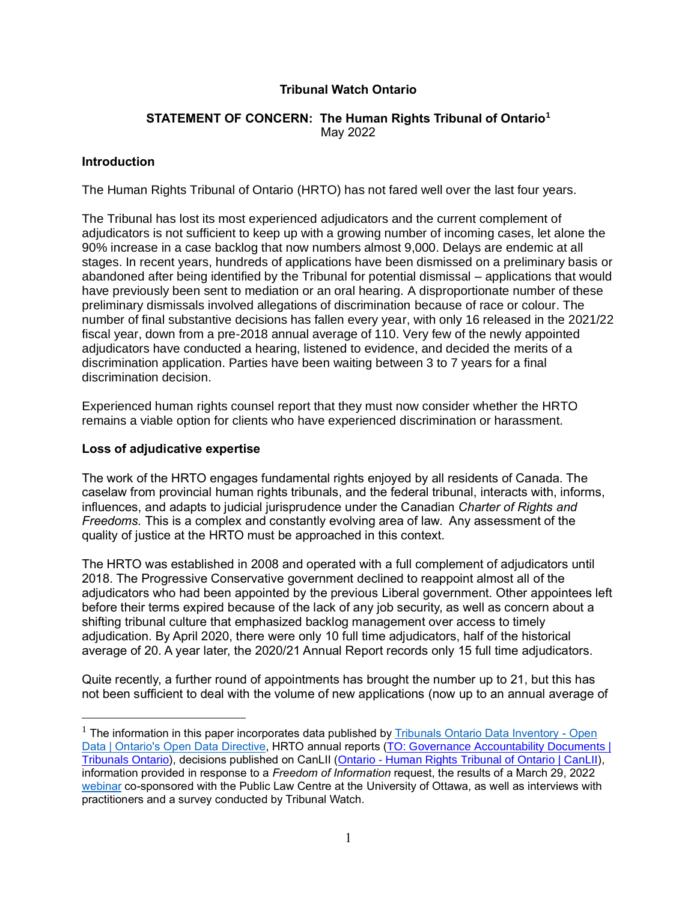**Tribunal Watch Ontario**

**STATEMENT OF CONCERN: The Human Rights Tribunal of Ontario**[1]
May 2022

**Introduction**

The Human Rights Tribunal of Ontario (HRTO) has not fared well over the last four years.

The Tribunal has lost its most experienced adjudicators and the current complement of adjudicators is not sufficient to keep up with a growing number of incoming cases, let alone the 90% increase in a case backlog that now numbers almost 9,000. Delays are endemic at all stages. In recent years, hundreds of applications have been dismissed on a preliminary basis or abandoned after being identified by the Tribunal for potential dismissal – applications that would have previously been sent to mediation or an oral hearing. A disproportionate number of these preliminary dismissals involved allegations of discrimination because of race or colour. The number of final substantive decisions has fallen every year, with only 16 released in the 2021/22 fiscal year, down from a pre-2018 annual average of 110. Very few of the newly appointed adjudicators have conducted a hearing, listened to evidence, and decided the merits of a discrimination application. Parties have been waiting between 3 to 7 years for a final discrimination decision.

Experienced human rights counsel report that they must now consider whether the HRTO remains a viable option for clients who have experienced discrimination or harassment.

**Loss of adjudicative expertise**

The work of the HRTO engages fundamental rights enjoyed by all residents of Canada. The caselaw from provincial human rights tribunals, and the federal tribunal, interacts with, informs, influences, and adapts to judicial jurisprudence under the Canadian *Charter of Rights and Freedoms.* This is a complex and constantly evolving area of law. Any assessment of the quality of justice at the HRTO must be approached in this context.

The HRTO was established in 2008 and operated with a full complement of adjudicators until 2018. The Progressive Conservative government declined to reappoint almost all of the adjudicators who had been appointed by the previous Liberal government. Other appointees left before their terms expired because of the lack of any job security, as well as concern about a shifting tribunal culture that emphasized backlog management over access to timely adjudication. By April 2020, there were only 10 full time adjudicators, half of the historical average of 20. A year later, the 2020/21 Annual Report records only 15 full time adjudicators.

Quite recently, a further round of appointments has brought the number up to 21, but this has not been sufficient to deal with the volume of new applications (now up to an annual average of

---

[1] The information in this paper incorporates data published by Tribunals Ontario Data Inventory - Open Data | Ontario's Open Data Directive, HRTO annual reports (TO: Governance Accountability Documents | Tribunals Ontario), decisions published on CanLII (Ontario - Human Rights Tribunal of Ontario | CanLII), information provided in response to a *Freedom of Information* request, the results of a March 29, 2022 webinar co-sponsored with the Public Law Centre at the University of Ottawa, as well as interviews with practitioners and a survey conducted by Tribunal Watch.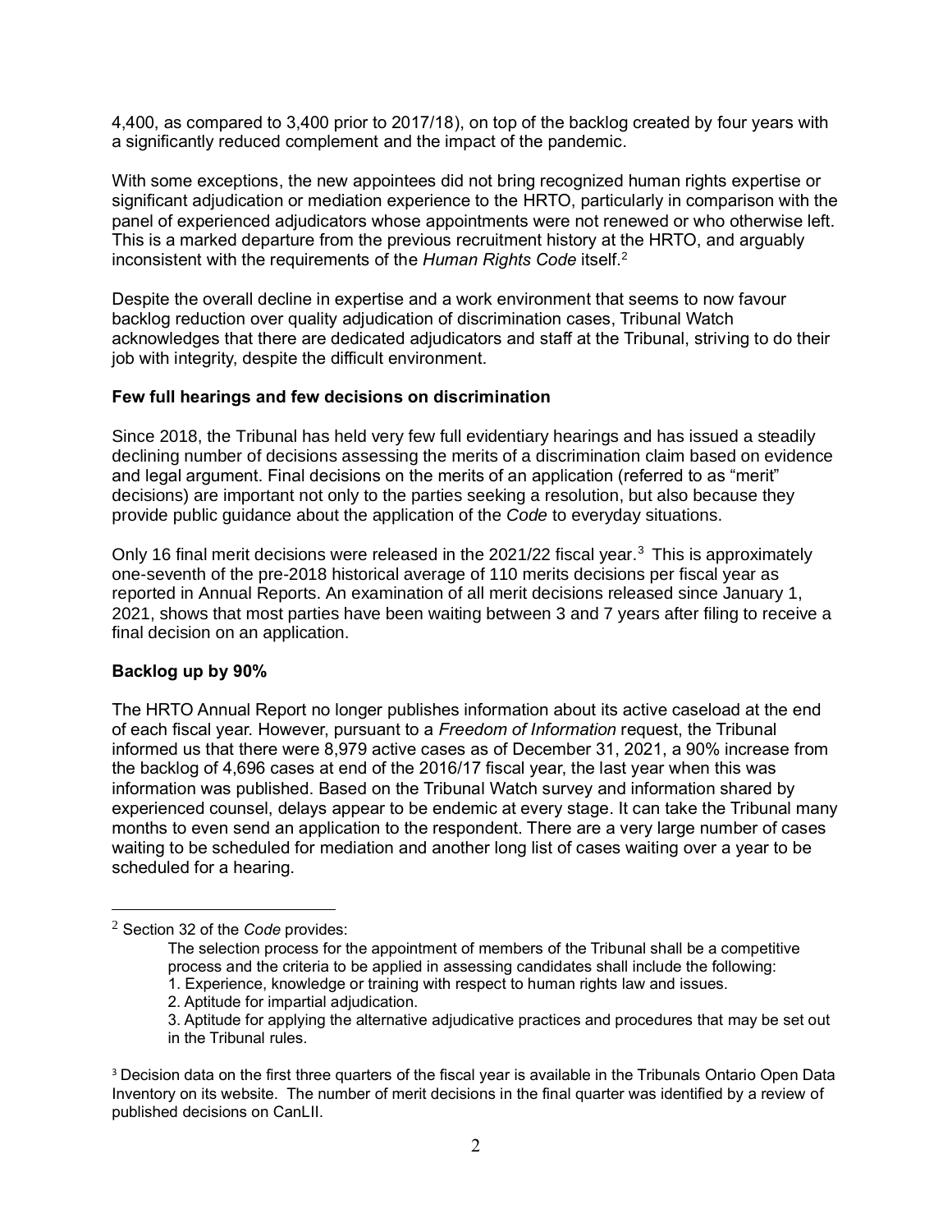4,400, as compared to 3,400 prior to 2017/18), on top of the backlog created by four years with a significantly reduced complement and the impact of the pandemic.

With some exceptions, the new appointees did not bring recognized human rights expertise or significant adjudication or mediation experience to the HRTO, particularly in comparison with the panel of experienced adjudicators whose appointments were not renewed or who otherwise left. This is a marked departure from the previous recruitment history at the HRTO, and arguably inconsistent with the requirements of the *Human Rights Code* itself.[2]

Despite the overall decline in expertise and a work environment that seems to now favour backlog reduction over quality adjudication of discrimination cases, Tribunal Watch acknowledges that there are dedicated adjudicators and staff at the Tribunal, striving to do their job with integrity, despite the difficult environment.

**Few full hearings and few decisions on discrimination**

Since 2018, the Tribunal has held very few full evidentiary hearings and has issued a steadily declining number of decisions assessing the merits of a discrimination claim based on evidence and legal argument. Final decisions on the merits of an application (referred to as "merit" decisions) are important not only to the parties seeking a resolution, but also because they provide public guidance about the application of the *Code* to everyday situations.

Only 16 final merit decisions were released in the 2021/22 fiscal year.[3] This is approximately one-seventh of the pre-2018 historical average of 110 merits decisions per fiscal year as reported in Annual Reports. An examination of all merit decisions released since January 1, 2021, shows that most parties have been waiting between 3 and 7 years after filing to receive a final decision on an application.

**Backlog up by 90%**

The HRTO Annual Report no longer publishes information about its active caseload at the end of each fiscal year. However, pursuant to a *Freedom of Information* request, the Tribunal informed us that there were 8,979 active cases as of December 31, 2021, a 90% increase from the backlog of 4,696 cases at end of the 2016/17 fiscal year, the last year when this was information was published. Based on the Tribunal Watch survey and information shared by experienced counsel, delays appear to be endemic at every stage. It can take the Tribunal many months to even send an application to the respondent. There are a very large number of cases waiting to be scheduled for mediation and another long list of cases waiting over a year to be scheduled for a hearing.

---

[2] Section 32 of the *Code* provides:

> The selection process for the appointment of members of the Tribunal shall be a competitive process and the criteria to be applied in assessing candidates shall include the following:
> 1. Experience, knowledge or training with respect to human rights law and issues.
> 2. Aptitude for impartial adjudication.
> 3. Aptitude for applying the alternative adjudicative practices and procedures that may be set out in the Tribunal rules.

[3] Decision data on the first three quarters of the fiscal year is available in the Tribunals Ontario Open Data Inventory on its website. The number of merit decisions in the final quarter was identified by a review of published decisions on CanLII.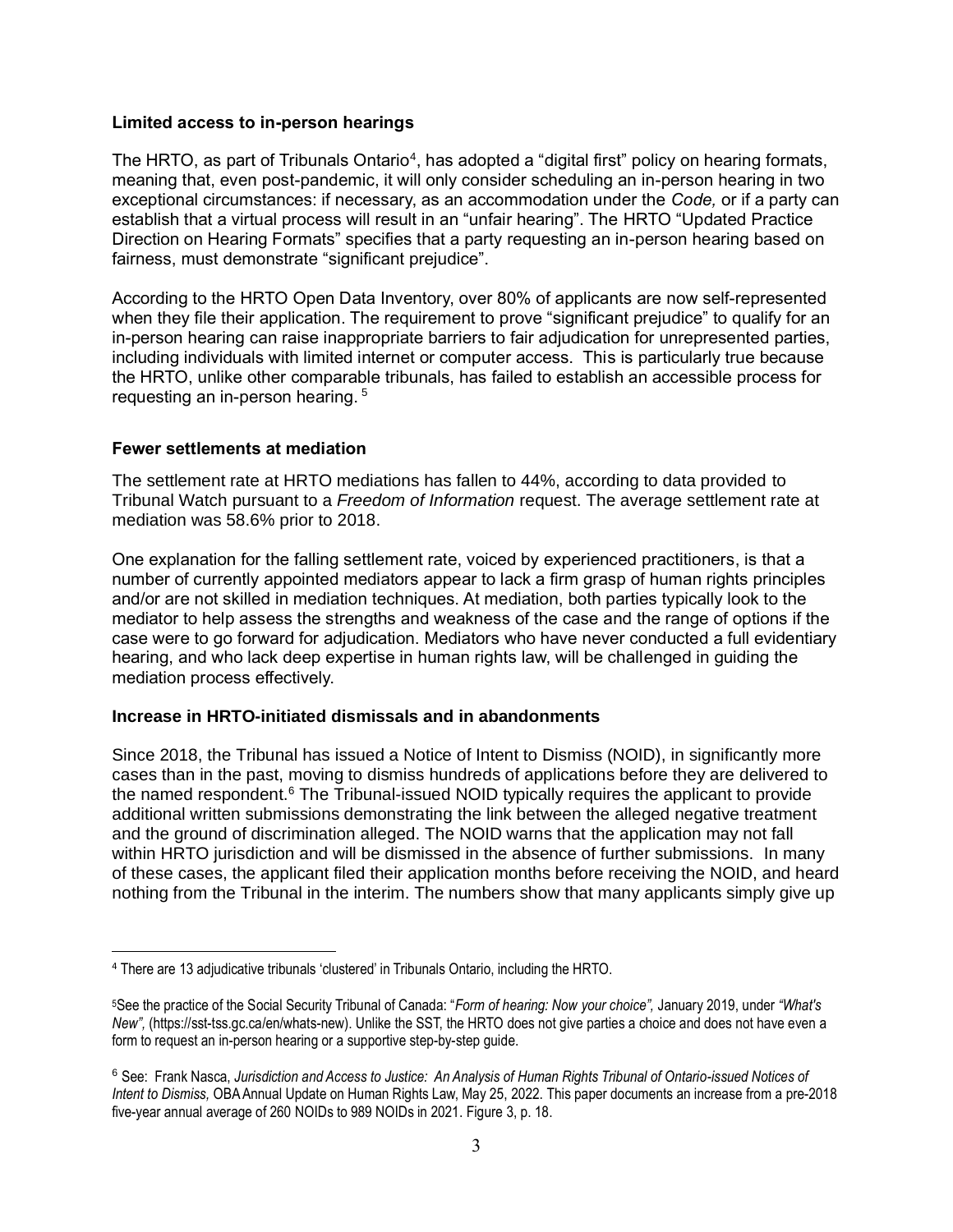**Limited access to in-person hearings**

The HRTO, as part of Tribunals Ontario[4], has adopted a "digital first" policy on hearing formats, meaning that, even post-pandemic, it will only consider scheduling an in-person hearing in two exceptional circumstances: if necessary, as an accommodation under the *Code,* or if a party can establish that a virtual process will result in an "unfair hearing". The HRTO "Updated Practice Direction on Hearing Formats" specifies that a party requesting an in-person hearing based on fairness, must demonstrate "significant prejudice".

According to the HRTO Open Data Inventory, over 80% of applicants are now self-represented when they file their application. The requirement to prove "significant prejudice" to qualify for an in-person hearing can raise inappropriate barriers to fair adjudication for unrepresented parties, including individuals with limited internet or computer access. This is particularly true because the HRTO, unlike other comparable tribunals, has failed to establish an accessible process for requesting an in-person hearing. [5]

**Fewer settlements at mediation**

The settlement rate at HRTO mediations has fallen to 44%, according to data provided to Tribunal Watch pursuant to a *Freedom of Information* request. The average settlement rate at mediation was 58.6% prior to 2018.

One explanation for the falling settlement rate, voiced by experienced practitioners, is that a number of currently appointed mediators appear to lack a firm grasp of human rights principles and/or are not skilled in mediation techniques. At mediation, both parties typically look to the mediator to help assess the strengths and weakness of the case and the range of options if the case were to go forward for adjudication. Mediators who have never conducted a full evidentiary hearing, and who lack deep expertise in human rights law, will be challenged in guiding the mediation process effectively.

**Increase in HRTO-initiated dismissals and in abandonments**

Since 2018, the Tribunal has issued a Notice of Intent to Dismiss (NOID), in significantly more cases than in the past, moving to dismiss hundreds of applications before they are delivered to the named respondent.[6] The Tribunal-issued NOID typically requires the applicant to provide additional written submissions demonstrating the link between the alleged negative treatment and the ground of discrimination alleged. The NOID warns that the application may not fall within HRTO jurisdiction and will be dismissed in the absence of further submissions. In many of these cases, the applicant filed their application months before receiving the NOID, and heard nothing from the Tribunal in the interim. The numbers show that many applicants simply give up

---

[4] There are 13 adjudicative tribunals 'clustered' in Tribunals Ontario, including the HRTO.

[5] See the practice of the Social Security Tribunal of Canada: "*Form of hearing: Now your choice",* January 2019, under *"What's New",* (https://sst-tss.gc.ca/en/whats-new). Unlike the SST, the HRTO does not give parties a choice and does not have even a form to request an in-person hearing or a supportive step-by-step guide.

[6] See: Frank Nasca, *Jurisdiction and Access to Justice: An Analysis of Human Rights Tribunal of Ontario-issued Notices of Intent to Dismiss,* OBA Annual Update on Human Rights Law, May 25, 2022. This paper documents an increase from a pre-2018 five-year annual average of 260 NOIDs to 989 NOIDs in 2021. Figure 3, p. 18.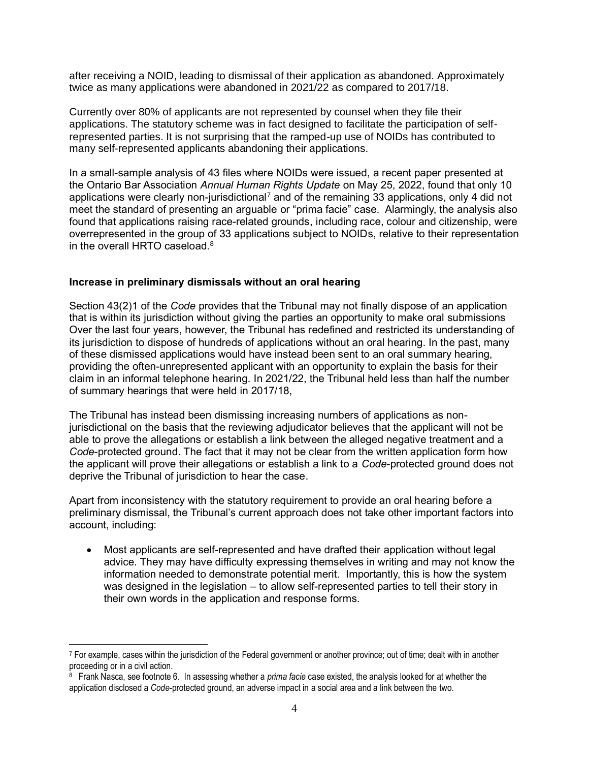after receiving a NOID, leading to dismissal of their application as abandoned. Approximately twice as many applications were abandoned in 2021/22 as compared to 2017/18.

Currently over 80% of applicants are not represented by counsel when they file their applications. The statutory scheme was in fact designed to facilitate the participation of self-represented parties. It is not surprising that the ramped-up use of NOIDs has contributed to many self-represented applicants abandoning their applications.

In a small-sample analysis of 43 files where NOIDs were issued, a recent paper presented at the Ontario Bar Association *Annual Human Rights Update* on May 25, 2022, found that only 10 applications were clearly non-jurisdictional[7] and of the remaining 33 applications, only 4 did not meet the standard of presenting an arguable or "prima facie" case. Alarmingly, the analysis also found that applications raising race-related grounds, including race, colour and citizenship, were overrepresented in the group of 33 applications subject to NOIDs, relative to their representation in the overall HRTO caseload.[8]

**Increase in preliminary dismissals without an oral hearing**

Section 43(2)1 of the *Code* provides that the Tribunal may not finally dispose of an application that is within its jurisdiction without giving the parties an opportunity to make oral submissions Over the last four years, however, the Tribunal has redefined and restricted its understanding of its jurisdiction to dispose of hundreds of applications without an oral hearing. In the past, many of these dismissed applications would have instead been sent to an oral summary hearing, providing the often-unrepresented applicant with an opportunity to explain the basis for their claim in an informal telephone hearing. In 2021/22, the Tribunal held less than half the number of summary hearings that were held in 2017/18,

The Tribunal has instead been dismissing increasing numbers of applications as non-jurisdictional on the basis that the reviewing adjudicator believes that the applicant will not be able to prove the allegations or establish a link between the alleged negative treatment and a *Code*-protected ground. The fact that it may not be clear from the written application form how the applicant will prove their allegations or establish a link to a *Code*-protected ground does not deprive the Tribunal of jurisdiction to hear the case.

Apart from inconsistency with the statutory requirement to provide an oral hearing before a preliminary dismissal, the Tribunal's current approach does not take other important factors into account, including:

- Most applicants are self-represented and have drafted their application without legal advice. They may have difficulty expressing themselves in writing and may not know the information needed to demonstrate potential merit. Importantly, this is how the system was designed in the legislation – to allow self-represented parties to tell their story in their own words in the application and response forms.

---

[7] For example, cases within the jurisdiction of the Federal government or another province; out of time; dealt with in another proceeding or in a civil action.

[8] Frank Nasca, see footnote 6. In assessing whether a *prima facie* case existed, the analysis looked for at whether the application disclosed a *Code*-protected ground, an adverse impact in a social area and a link between the two.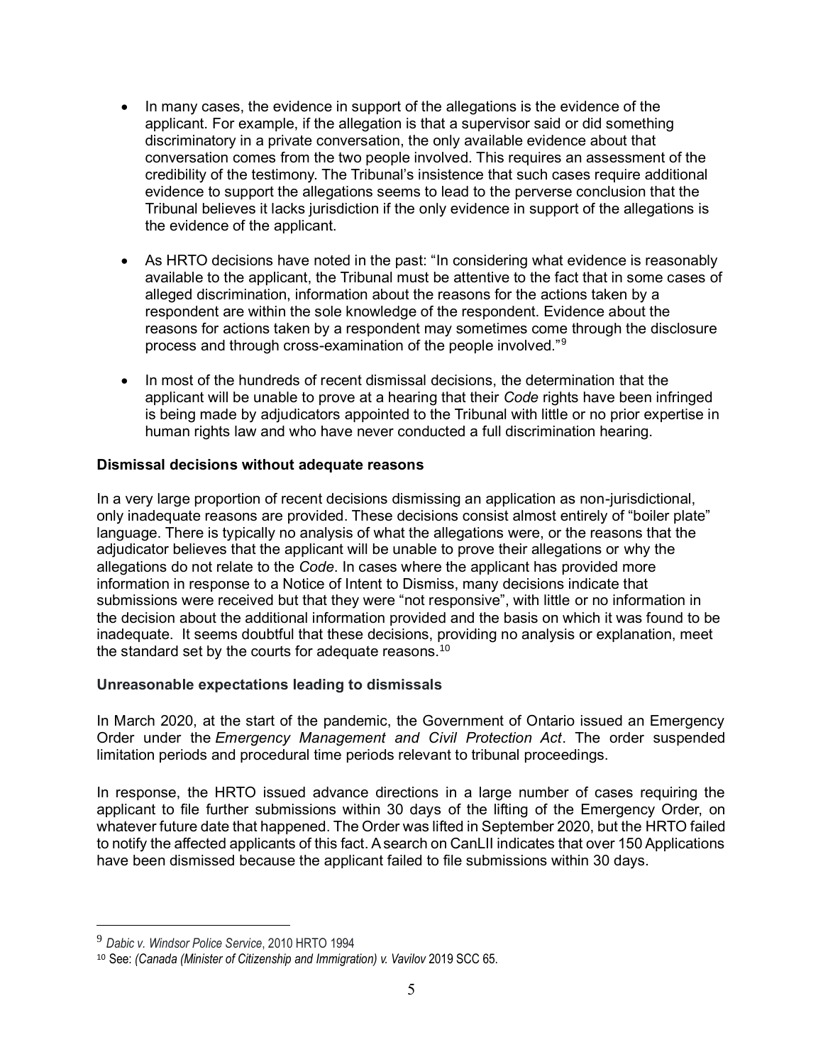- In many cases, the evidence in support of the allegations is the evidence of the applicant. For example, if the allegation is that a supervisor said or did something discriminatory in a private conversation, the only available evidence about that conversation comes from the two people involved. This requires an assessment of the credibility of the testimony. The Tribunal's insistence that such cases require additional evidence to support the allegations seems to lead to the perverse conclusion that the Tribunal believes it lacks jurisdiction if the only evidence in support of the allegations is the evidence of the applicant.

- As HRTO decisions have noted in the past: "In considering what evidence is reasonably available to the applicant, the Tribunal must be attentive to the fact that in some cases of alleged discrimination, information about the reasons for the actions taken by a respondent are within the sole knowledge of the respondent. Evidence about the reasons for actions taken by a respondent may sometimes come through the disclosure process and through cross-examination of the people involved."[9]

- In most of the hundreds of recent dismissal decisions, the determination that the applicant will be unable to prove at a hearing that their *Code* rights have been infringed is being made by adjudicators appointed to the Tribunal with little or no prior expertise in human rights law and who have never conducted a full discrimination hearing.

**Dismissal decisions without adequate reasons**

In a very large proportion of recent decisions dismissing an application as non-jurisdictional, only inadequate reasons are provided. These decisions consist almost entirely of "boiler plate" language. There is typically no analysis of what the allegations were, or the reasons that the adjudicator believes that the applicant will be unable to prove their allegations or why the allegations do not relate to the *Code*. In cases where the applicant has provided more information in response to a Notice of Intent to Dismiss, many decisions indicate that submissions were received but that they were "not responsive", with little or no information in the decision about the additional information provided and the basis on which it was found to be inadequate. It seems doubtful that these decisions, providing no analysis or explanation, meet the standard set by the courts for adequate reasons.[10]

**Unreasonable expectations leading to dismissals**

In March 2020, at the start of the pandemic, the Government of Ontario issued an Emergency Order under the *Emergency Management and Civil Protection Act*. The order suspended limitation periods and procedural time periods relevant to tribunal proceedings.

In response, the HRTO issued advance directions in a large number of cases requiring the applicant to file further submissions within 30 days of the lifting of the Emergency Order, on whatever future date that happened. The Order was lifted in September 2020, but the HRTO failed to notify the affected applicants of this fact. A search on CanLII indicates that over 150 Applications have been dismissed because the applicant failed to file submissions within 30 days.

---

[9] *Dabic v. Windsor Police Service*, 2010 HRTO 1994

[10] See: *(Canada (Minister of Citizenship and Immigration) v. Vavilov* 2019 SCC 65.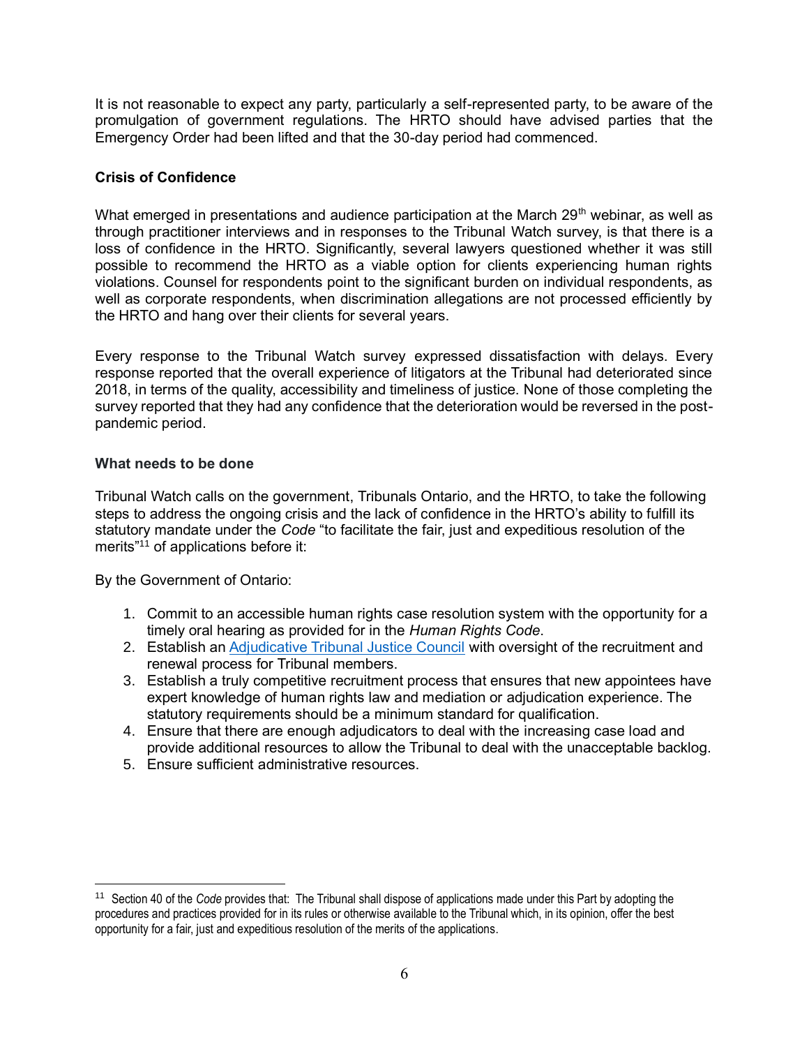It is not reasonable to expect any party, particularly a self-represented party, to be aware of the promulgation of government regulations. The HRTO should have advised parties that the Emergency Order had been lifted and that the 30-day period had commenced.

**Crisis of Confidence**

What emerged in presentations and audience participation at the March 29th webinar, as well as through practitioner interviews and in responses to the Tribunal Watch survey, is that there is a loss of confidence in the HRTO. Significantly, several lawyers questioned whether it was still possible to recommend the HRTO as a viable option for clients experiencing human rights violations. Counsel for respondents point to the significant burden on individual respondents, as well as corporate respondents, when discrimination allegations are not processed efficiently by the HRTO and hang over their clients for several years.

Every response to the Tribunal Watch survey expressed dissatisfaction with delays. Every response reported that the overall experience of litigators at the Tribunal had deteriorated since 2018, in terms of the quality, accessibility and timeliness of justice. None of those completing the survey reported that they had any confidence that the deterioration would be reversed in the post-pandemic period.

**What needs to be done**

Tribunal Watch calls on the government, Tribunals Ontario, and the HRTO, to take the following steps to address the ongoing crisis and the lack of confidence in the HRTO's ability to fulfill its statutory mandate under the *Code* "to facilitate the fair, just and expeditious resolution of the merits"[11] of applications before it:

By the Government of Ontario:

1. Commit to an accessible human rights case resolution system with the opportunity for a timely oral hearing as provided for in the *Human Rights Code*.
2. Establish an [Adjudicative Tribunal Justice Council]() with oversight of the recruitment and renewal process for Tribunal members.
3. Establish a truly competitive recruitment process that ensures that new appointees have expert knowledge of human rights law and mediation or adjudication experience. The statutory requirements should be a minimum standard for qualification.
4. Ensure that there are enough adjudicators to deal with the increasing case load and provide additional resources to allow the Tribunal to deal with the unacceptable backlog.
5. Ensure sufficient administrative resources.

---

[11] Section 40 of the *Code* provides that: The Tribunal shall dispose of applications made under this Part by adopting the procedures and practices provided for in its rules or otherwise available to the Tribunal which, in its opinion, offer the best opportunity for a fair, just and expeditious resolution of the merits of the applications.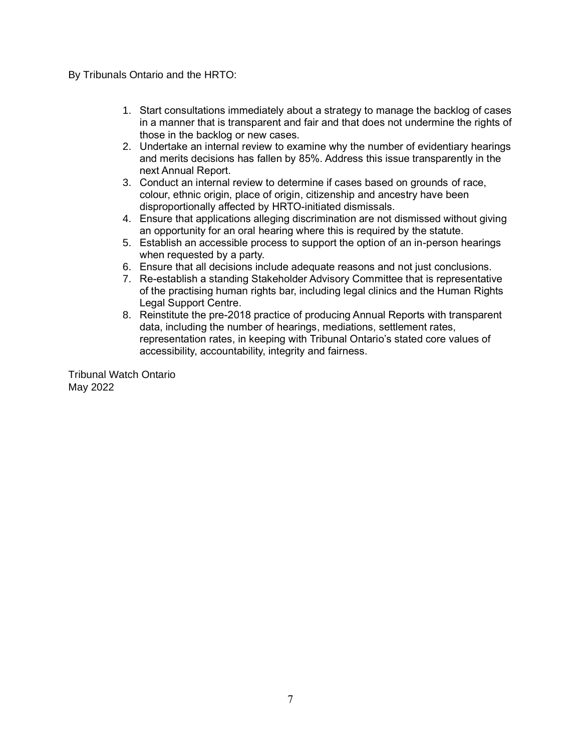By Tribunals Ontario and the HRTO:

1. Start consultations immediately about a strategy to manage the backlog of cases in a manner that is transparent and fair and that does not undermine the rights of those in the backlog or new cases.
2. Undertake an internal review to examine why the number of evidentiary hearings and merits decisions has fallen by 85%. Address this issue transparently in the next Annual Report.
3. Conduct an internal review to determine if cases based on grounds of race, colour, ethnic origin, place of origin, citizenship and ancestry have been disproportionally affected by HRTO-initiated dismissals.
4. Ensure that applications alleging discrimination are not dismissed without giving an opportunity for an oral hearing where this is required by the statute.
5. Establish an accessible process to support the option of an in-person hearings when requested by a party.
6. Ensure that all decisions include adequate reasons and not just conclusions.
7. Re-establish a standing Stakeholder Advisory Committee that is representative of the practising human rights bar, including legal clinics and the Human Rights Legal Support Centre.
8. Reinstitute the pre-2018 practice of producing Annual Reports with transparent data, including the number of hearings, mediations, settlement rates, representation rates, in keeping with Tribunal Ontario's stated core values of accessibility, accountability, integrity and fairness.

Tribunal Watch Ontario
May 2022